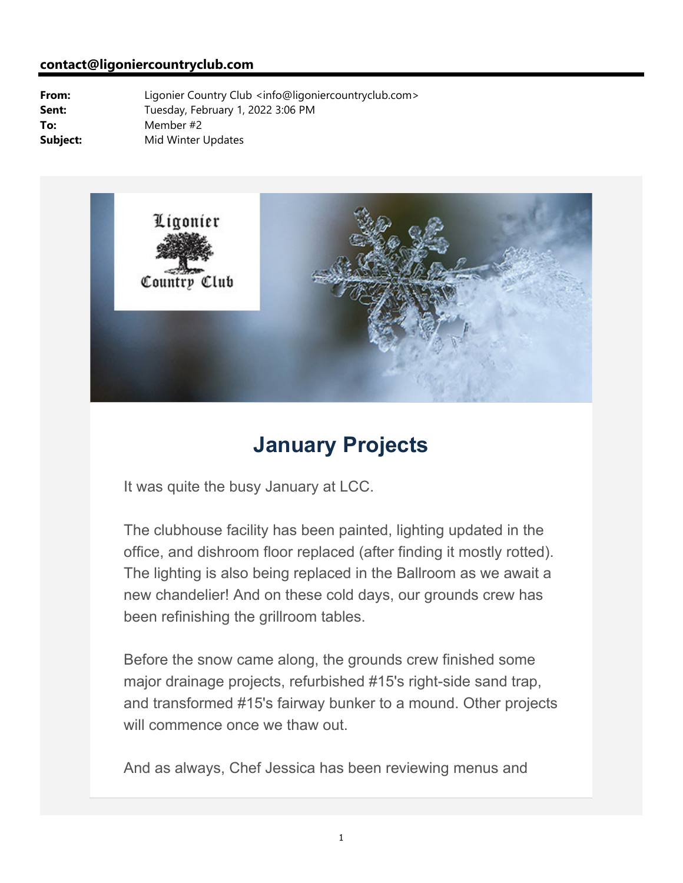**contact@ligoniercountryclub.com**

**From:** Ligonier Country Club <info@ligoniercountryclub.com>
**Sent:** Tuesday, February 1, 2022 3:06 PM
**To:** Member #2
**Subject:** Mid Winter Updates

Ligonier Country Club

# January Projects

It was quite the busy January at LCC.

The clubhouse facility has been painted, lighting updated in the office, and dishroom floor replaced (after finding it mostly rotted). The lighting is also being replaced in the Ballroom as we await a new chandelier! And on these cold days, our grounds crew has been refinishing the grillroom tables.

Before the snow came along, the grounds crew finished some major drainage projects, refurbished #15's right-side sand trap, and transformed #15's fairway bunker to a mound. Other projects will commence once we thaw out.

And as always, Chef Jessica has been reviewing menus and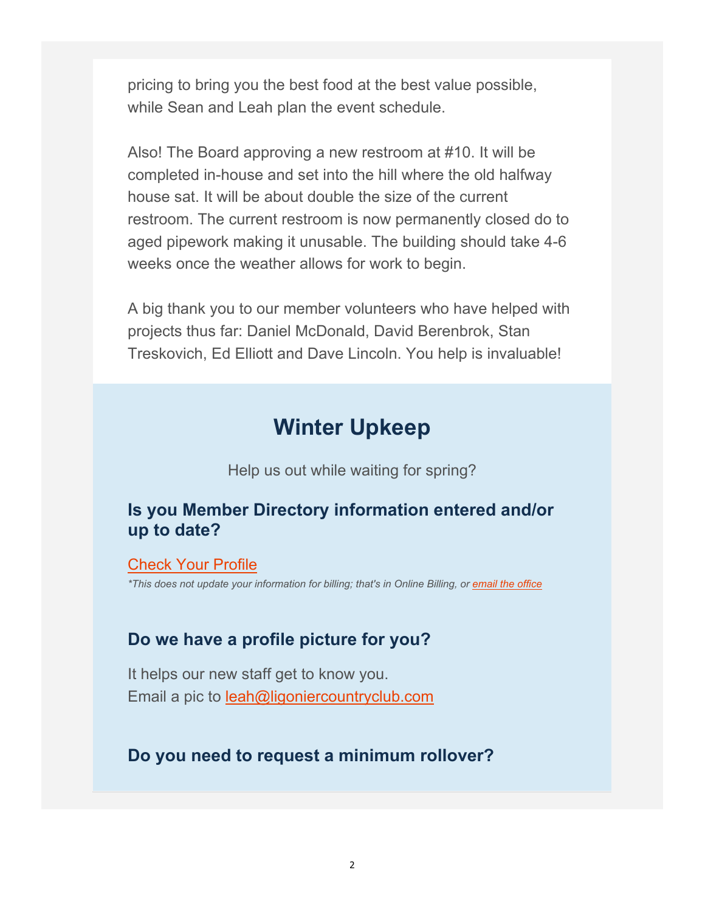pricing to bring you the best food at the best value possible, while Sean and Leah plan the event schedule.

Also! The Board approving a new restroom at #10. It will be completed in-house and set into the hill where the old halfway house sat. It will be about double the size of the current restroom. The current restroom is now permanently closed do to aged pipework making it unusable. The building should take 4-6 weeks once the weather allows for work to begin.

A big thank you to our member volunteers who have helped with projects thus far: Daniel McDonald, David Berenbrok, Stan Treskovich, Ed Elliott and Dave Lincoln. You help is invaluable!

## Winter Upkeep

Help us out while waiting for spring?

### Is you Member Directory information entered and/or up to date?

[Check Your Profile]

*This does not update your information for billing; that's in Online Billing, or [email the office]*

### Do we have a profile picture for you?

It helps our new staff get to know you.
Email a pic to leah@ligoniercountryclub.com

### Do you need to request a minimum rollover?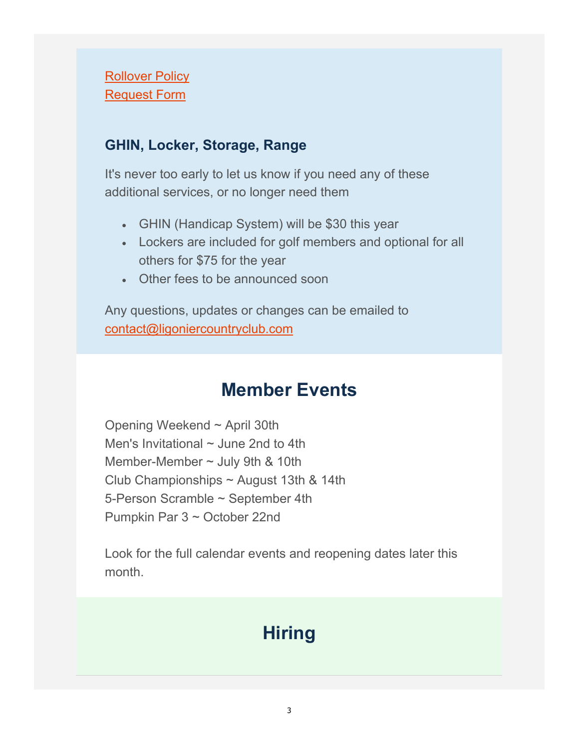[Rollover Policy](#)
[Request Form](#)

### GHIN, Locker, Storage, Range

It's never too early to let us know if you need any of these additional services, or no longer need them

- GHIN (Handicap System) will be $30 this year
- Lockers are included for golf members and optional for all others for $75 for the year
- Other fees to be announced soon

Any questions, updates or changes can be emailed to contact@ligoniercountryclub.com

## Member Events

Opening Weekend ~ April 30th
Men's Invitational ~ June 2nd to 4th
Member-Member ~ July 9th & 10th
Club Championships ~ August 13th & 14th
5-Person Scramble ~ September 4th
Pumpkin Par 3 ~ October 22nd

Look for the full calendar events and reopening dates later this month.

## Hiring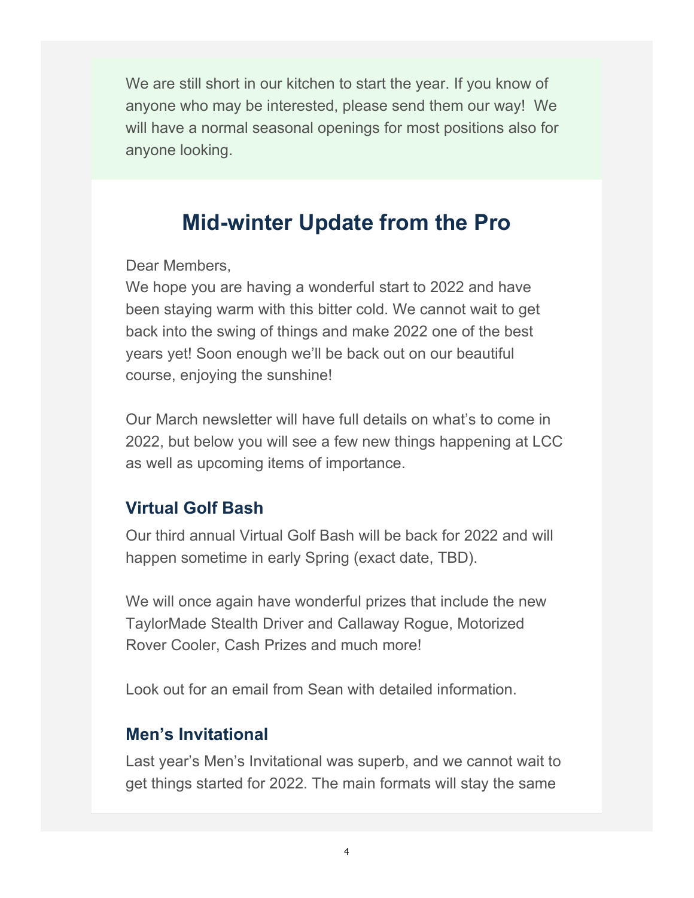We are still short in our kitchen to start the year. If you know of anyone who may be interested, please send them our way! We will have a normal seasonal openings for most positions also for anyone looking.

## Mid-winter Update from the Pro

Dear Members,
We hope you are having a wonderful start to 2022 and have been staying warm with this bitter cold. We cannot wait to get back into the swing of things and make 2022 one of the best years yet! Soon enough we'll be back out on our beautiful course, enjoying the sunshine!

Our March newsletter will have full details on what's to come in 2022, but below you will see a few new things happening at LCC as well as upcoming items of importance.

### Virtual Golf Bash

Our third annual Virtual Golf Bash will be back for 2022 and will happen sometime in early Spring (exact date, TBD).

We will once again have wonderful prizes that include the new TaylorMade Stealth Driver and Callaway Rogue, Motorized Rover Cooler, Cash Prizes and much more!

Look out for an email from Sean with detailed information.

### Men's Invitational

Last year's Men's Invitational was superb, and we cannot wait to get things started for 2022. The main formats will stay the same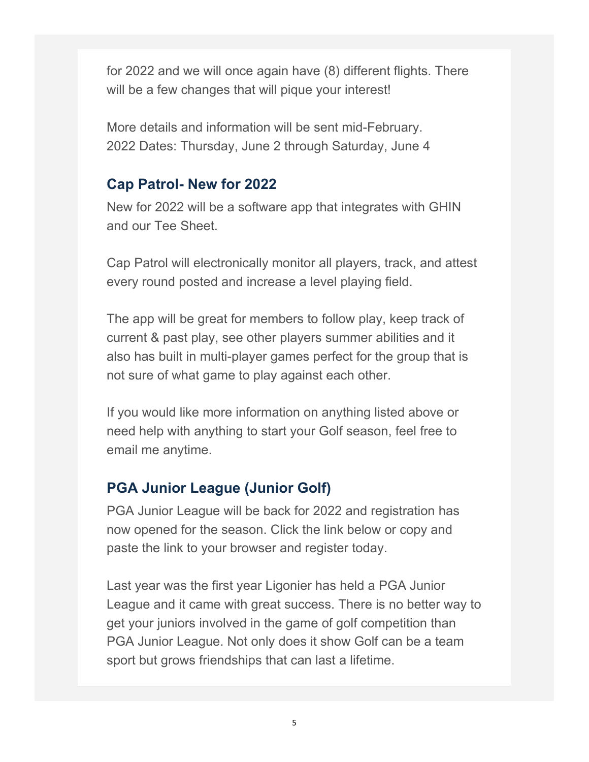for 2022 and we will once again have (8) different flights. There will be a few changes that will pique your interest!

More details and information will be sent mid-February.
2022 Dates: Thursday, June 2 through Saturday, June 4

### Cap Patrol- New for 2022

New for 2022 will be a software app that integrates with GHIN and our Tee Sheet.

Cap Patrol will electronically monitor all players, track, and attest every round posted and increase a level playing field.

The app will be great for members to follow play, keep track of current & past play, see other players summer abilities and it also has built in multi-player games perfect for the group that is not sure of what game to play against each other.

If you would like more information on anything listed above or need help with anything to start your Golf season, feel free to email me anytime.

### PGA Junior League (Junior Golf)

PGA Junior League will be back for 2022 and registration has now opened for the season. Click the link below or copy and paste the link to your browser and register today.

Last year was the first year Ligonier has held a PGA Junior League and it came with great success. There is no better way to get your juniors involved in the game of golf competition than PGA Junior League. Not only does it show Golf can be a team sport but grows friendships that can last a lifetime.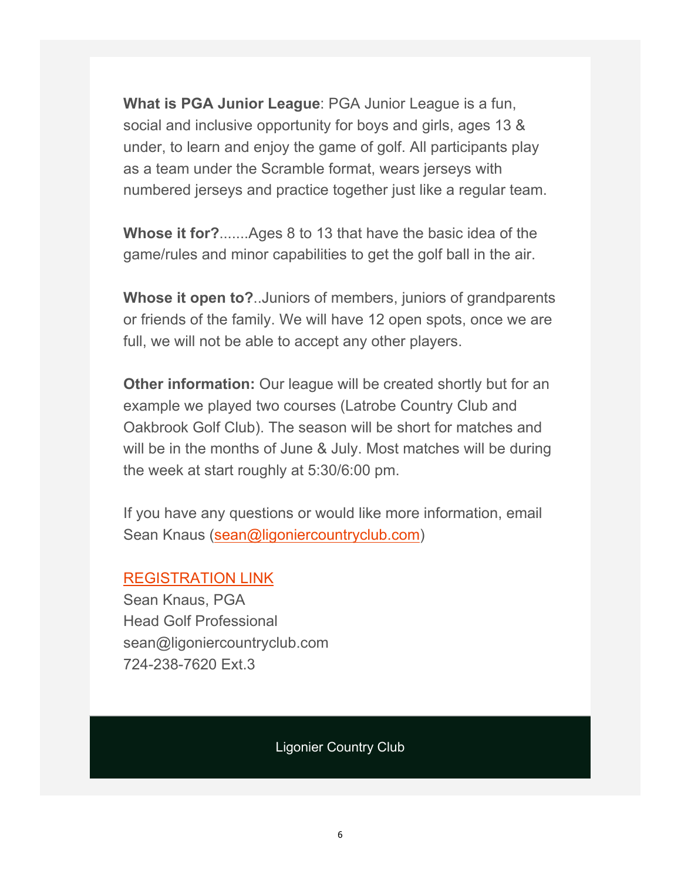**What is PGA Junior League**: PGA Junior League is a fun, social and inclusive opportunity for boys and girls, ages 13 & under, to learn and enjoy the game of golf. All participants play as a team under the Scramble format, wears jerseys with numbered jerseys and practice together just like a regular team.

**Whose it for?**.......Ages 8 to 13 that have the basic idea of the game/rules and minor capabilities to get the golf ball in the air.

**Whose it open to?**..Juniors of members, juniors of grandparents or friends of the family. We will have 12 open spots, once we are full, we will not be able to accept any other players.

**Other information:** Our league will be created shortly but for an example we played two courses (Latrobe Country Club and Oakbrook Golf Club). The season will be short for matches and will be in the months of June & July. Most matches will be during the week at start roughly at 5:30/6:00 pm.

If you have any questions or would like more information, email Sean Knaus (sean@ligoniercountryclub.com)

REGISTRATION LINK

Sean Knaus, PGA
Head Golf Professional
sean@ligoniercountryclub.com
724-238-7620 Ext.3

Ligonier Country Club